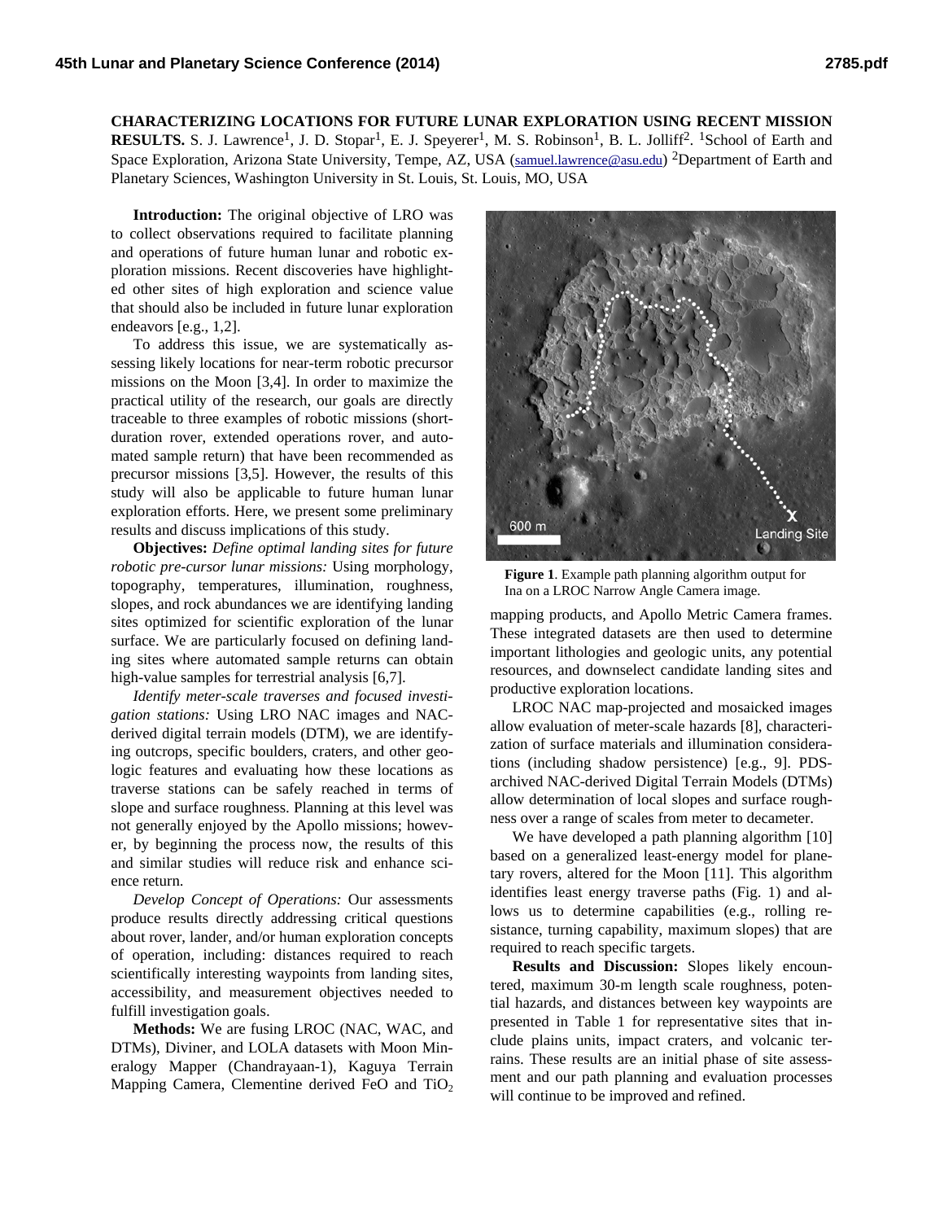**CHARACTERIZING LOCATIONS FOR FUTURE LUNAR EXPLORATION USING RECENT MISSION RESULTS.** S. J. Lawrence[1], J. D. Stopar[1], E. J. Speyerer[1], M. S. Robinson[1], B. L. Jolliff[2]. [1]School of Earth and Space Exploration, Arizona State University, Tempe, AZ, USA (samuel.lawrence@asu.edu) [2]Department of Earth and Planetary Sciences, Washington University in St. Louis, St. Louis, MO, USA

**Introduction:** The original objective of LRO was to collect observations required to facilitate planning and operations of future human lunar and robotic exploration missions. Recent discoveries have highlighted other sites of high exploration and science value that should also be included in future lunar exploration endeavors [e.g., 1,2].

To address this issue, we are systematically assessing likely locations for near-term robotic precursor missions on the Moon [3,4]. In order to maximize the practical utility of the research, our goals are directly traceable to three examples of robotic missions (short-duration rover, extended operations rover, and automated sample return) that have been recommended as precursor missions [3,5]. However, the results of this study will also be applicable to future human lunar exploration efforts. Here, we present some preliminary results and discuss implications of this study.

**Objectives:** *Define optimal landing sites for future robotic pre-cursor lunar missions:* Using morphology, topography, temperatures, illumination, roughness, slopes, and rock abundances we are identifying landing sites optimized for scientific exploration of the lunar surface. We are particularly focused on defining landing sites where automated sample returns can obtain high-value samples for terrestrial analysis [6,7].

*Identify meter-scale traverses and focused investigation stations:* Using LRO NAC images and NAC-derived digital terrain models (DTM), we are identifying outcrops, specific boulders, craters, and other geologic features and evaluating how these locations as traverse stations can be safely reached in terms of slope and surface roughness. Planning at this level was not generally enjoyed by the Apollo missions; however, by beginning the process now, the results of this and similar studies will reduce risk and enhance science return.

*Develop Concept of Operations:* Our assessments produce results directly addressing critical questions about rover, lander, and/or human exploration concepts of operation, including: distances required to reach scientifically interesting waypoints from landing sites, accessibility, and measurement objectives needed to fulfill investigation goals.

**Methods:** We are fusing LROC (NAC, WAC, and DTMs), Diviner, and LOLA datasets with Moon Mineralogy Mapper (Chandrayaan-1), Kaguya Terrain Mapping Camera, Clementine derived FeO and $TiO_2$ mapping products, and Apollo Metric Camera frames. These integrated datasets are then used to determine important lithologies and geologic units, any potential resources, and downselect candidate landing sites and productive exploration locations.

**Figure 1**. Example path planning algorithm output for Ina on a LROC Narrow Angle Camera image.

LROC NAC map-projected and mosaicked images allow evaluation of meter-scale hazards [8], characterization of surface materials and illumination considerations (including shadow persistence) [e.g., 9]. PDS-archived NAC-derived Digital Terrain Models (DTMs) allow determination of local slopes and surface roughness over a range of scales from meter to decameter.

We have developed a path planning algorithm [10] based on a generalized least-energy model for planetary rovers, altered for the Moon [11]. This algorithm identifies least energy traverse paths (Fig. 1) and allows us to determine capabilities (e.g., rolling resistance, turning capability, maximum slopes) that are required to reach specific targets.

**Results and Discussion:** Slopes likely encountered, maximum 30-m length scale roughness, potential hazards, and distances between key waypoints are presented in Table 1 for representative sites that include plains units, impact craters, and volcanic terrains. These results are an initial phase of site assessment and our path planning and evaluation processes will continue to be improved and refined.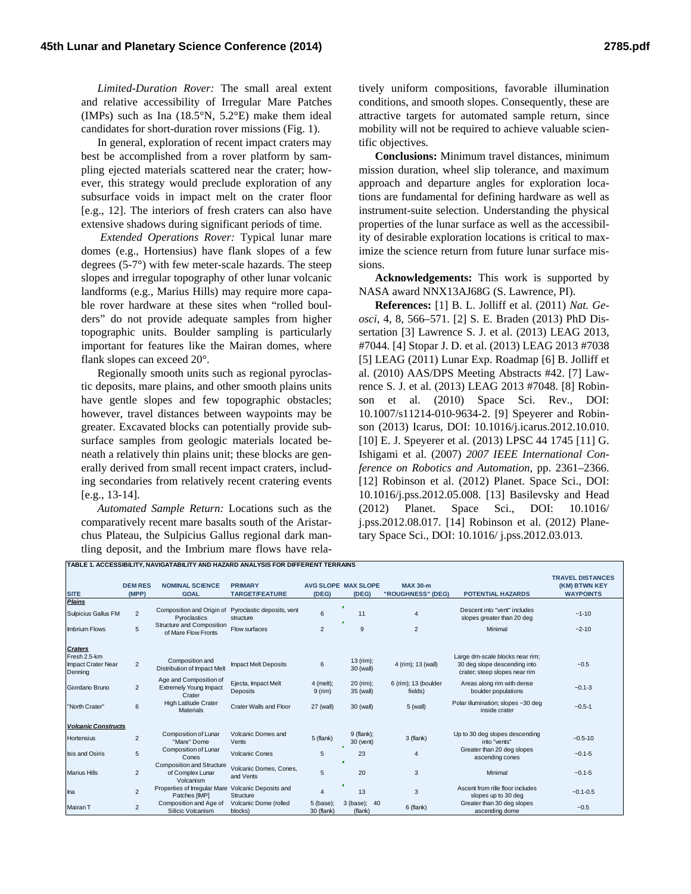*Limited-Duration Rover:* The small areal extent and relative accessibility of Irregular Mare Patches (IMPs) such as Ina (18.5°N, 5.2°E) make them ideal candidates for short-duration rover missions (Fig. 1).

In general, exploration of recent impact craters may best be accomplished from a rover platform by sampling ejected materials scattered near the crater; however, this strategy would preclude exploration of any subsurface voids in impact melt on the crater floor [e.g., 12]. The interiors of fresh craters can also have extensive shadows during significant periods of time.

*Extended Operations Rover:* Typical lunar mare domes (e.g., Hortensius) have flank slopes of a few degrees (5-7°) with few meter-scale hazards. The steep slopes and irregular topography of other lunar volcanic landforms (e.g., Marius Hills) may require more capable rover hardware at these sites when "rolled boulders" do not provide adequate samples from higher topographic units. Boulder sampling is particularly important for features like the Mairan domes, where flank slopes can exceed 20°.

Regionally smooth units such as regional pyroclastic deposits, mare plains, and other smooth plains units have gentle slopes and few topographic obstacles; however, travel distances between waypoints may be greater. Excavated blocks can potentially provide subsurface samples from geologic materials located beneath a relatively thin plains unit; these blocks are generally derived from small recent impact craters, including secondaries from relatively recent cratering events [e.g., 13-14].

*Automated Sample Return:* Locations such as the comparatively recent mare basalts south of the Aristarchus Plateau, the Sulpicius Gallus regional dark mantling deposit, and the Imbrium mare flows have relatively uniform compositions, favorable illumination conditions, and smooth slopes. Consequently, these are attractive targets for automated sample return, since mobility will not be required to achieve valuable scientific objectives.

**Conclusions:** Minimum travel distances, minimum mission duration, wheel slip tolerance, and maximum approach and departure angles for exploration locations are fundamental for defining hardware as well as instrument-suite selection. Understanding the physical properties of the lunar surface as well as the accessibility of desirable exploration locations is critical to maximize the science return from future lunar surface missions.

**Acknowledgements:** This work is supported by NASA award NNX13AJ68G (S. Lawrence, PI).

**References:** [1] B. L. Jolliff et al. (2011) *Nat. Geosci*, 4, 8, 566–571. [2] S. E. Braden (2013) PhD Dissertation [3] Lawrence S. J. et al. (2013) LEAG 2013, #7044. [4] Stopar J. D. et al. (2013) LEAG 2013 #7038 [5] LEAG (2011) Lunar Exp. Roadmap [6] B. Jolliff et al. (2010) AAS/DPS Meeting Abstracts #42. [7] Lawrence S. J. et al. (2013) LEAG 2013 #7048. [8] Robinson et al. (2010) Space Sci. Rev., DOI: 10.1007/s11214-010-9634-2. [9] Speyerer and Robinson (2013) Icarus, DOI: 10.1016/j.icarus.2012.10.010. [10] E. J. Speyerer et al. (2013) LPSC 44 1745 [11] G. Ishigami et al. (2007) *2007 IEEE International Conference on Robotics and Automation*, pp. 2361–2366. [12] Robinson et al. (2012) Planet. Space Sci., DOI: 10.1016/j.pss.2012.05.008. [13] Basilevsky and Head (2012) Planet. Space Sci., DOI: 10.1016/ j.pss.2012.08.017. [14] Robinson et al. (2012) Planetary Space Sci., DOI: 10.1016/ j.pss.2012.03.013.

**TABLE 1. ACCESSIBILITY, NAVIGATABILITY AND HAZARD ANALYSIS FOR DIFFERENT TERRAINS**

| SITE | DEM RES (MPP) | NOMINAL SCIENCE GOAL | PRIMARY TARGET/FEATURE | AVG SLOPE (DEG) | MAX SLOPE (DEG) | MAX 30-m "ROUGHNESS" (DEG) | POTENTIAL HAZARDS | TRAVEL DISTANCES (KM) BTWN KEY WAYPOINTS |
|---|---|---|---|---|---|---|---|---|
| ***Plains*** | | | | | | | | |
| Sulpicius Gallus FM | 2 | Composition and Origin of Pyroclastics | Pyroclastic deposits, vent structure | 6 | 11 | 4 | Descent into "vent" includes slopes greater than 20 deg | ~1-10 |
| Imbrium Flows | 5 | Structure and Composition of Mare Flow Fronts | Flow surfaces | 2 | 9 | 2 | Minimal | ~2-10 |
| ***Craters*** | | | | | | | | |
| Fresh 2.5-km Impact Crater Near Denning | 2 | Composition and Distribution of Impact Melt | Impact Melt Deposits | 6 | 13 (rim); 30 (wall) | 4 (rim); 13 (wall) | Large dm-scale blocks near rim; 30 deg slope descending into crater; steep slopes near rim | ~0.5 |
| Giordano Bruno | 2 | Age and Composition of Extremely Young Impact Crater | Ejecta, Impact Melt Deposits | 4 (melt); 9 (rim) | 20 (rim); 35 (wall) | 6 (rim); 13 (boulder fields) | Areas along rim with dense boulder populations | ~0.1-3 |
| "North Crater" | 6 | High Latitude Crater Materials | Crater Walls and Floor | 27 (wall) | 30 (wall) | 5 (wall) | Polar illumination; slopes ~30 deg inside crater | ~0.5-1 |
| ***Volcanic Constructs*** | | | | | | | | |
| Hortensius | 2 | Composition of Lunar "Mare" Dome | Volcanic Domes and Vents | 5 (flank) | 9 (flank); 30 (vent) | 3 (flank) | Up to 30 deg slopes descending into "vents" | ~0.5-10 |
| Isis and Osiris | 5 | Composition of Lunar Cones | Volcanic Cones | 5 | 23 | 4 | Greater than 20 deg slopes ascending cones | ~0.1-5 |
| Marius Hills | 2 | Composition and Structure of Complex Lunar Volcanism | Volcanic Domes, Cones, and Vents | 5 | 20 | 3 | Minimal | ~0.1-5 |
| Ina | 2 | Properties of Irregular Mare Patches [IMP] | Volcanic Deposits and Structure | 4 | 13 | 3 | Ascent from rille floor includes slopes up to 30 deg | ~0.1-0.5 |
| Mairan T | 2 | Composition and Age of Silicic Volcanism | Volcanic Dome (rolled blocks) | 5 (base); 30 (flank) | 3 (base); 40 (flank) | 6 (flank) | Greater than 30 deg slopes ascending dome | ~0.5 |